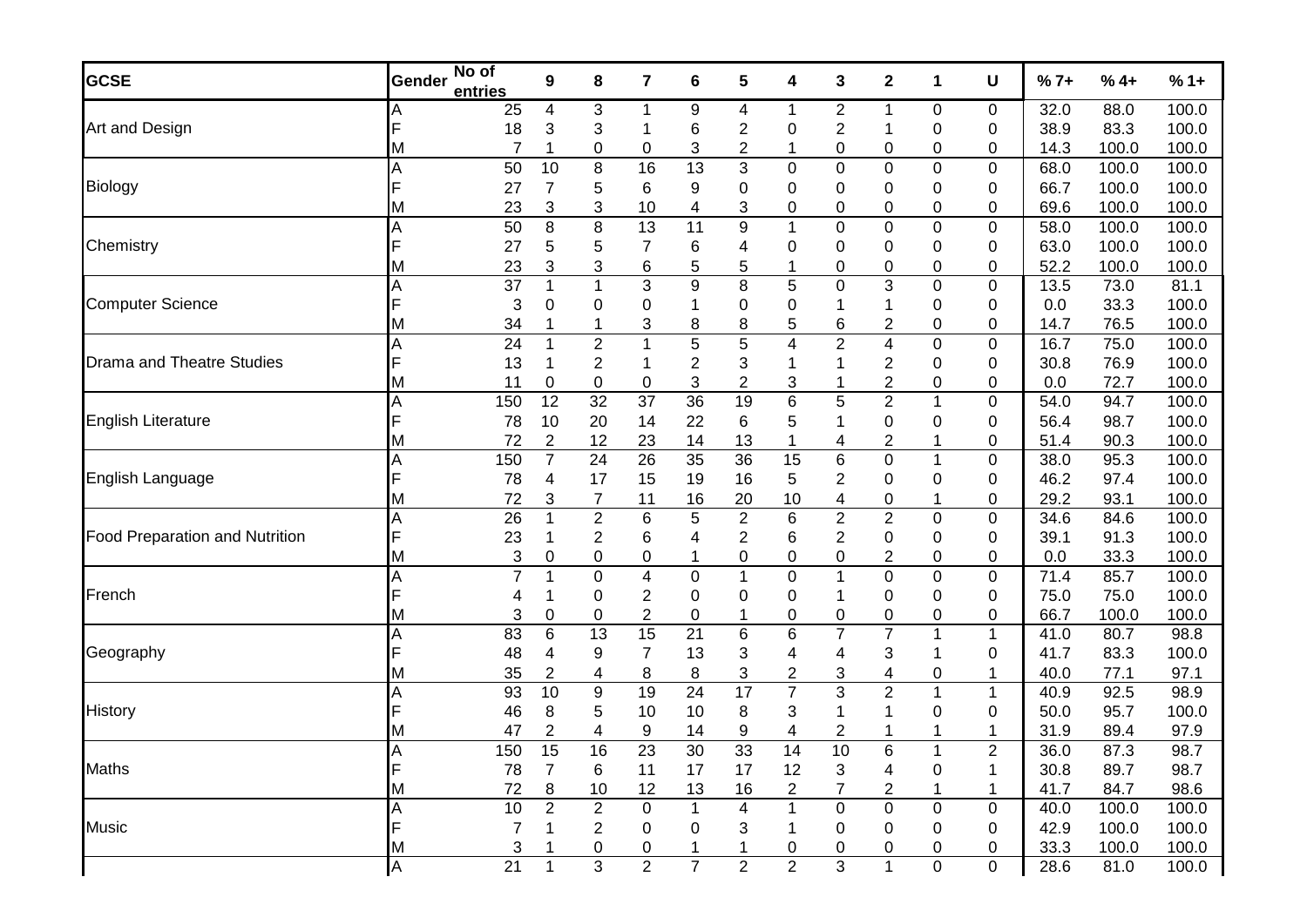| GCSE | Gender | No of entries | 9 | 8 | 7 | 6 | 5 | 4 | 3 | 2 | 1 | U | % 7+ | % 4+ | % 1+ |
|---|---|---|---|---|---|---|---|---|---|---|---|---|---|---|---|
| Art and Design | A | 25 | 4 | 3 | 1 | 9 | 4 | 1 | 2 | 1 | 0 | 0 | 32.0 | 88.0 | 100.0 |
| | F | 18 | 3 | 3 | 1 | 6 | 2 | 0 | 2 | 1 | 0 | 0 | 38.9 | 83.3 | 100.0 |
| | M | 7 | 1 | 0 | 0 | 3 | 2 | 1 | 0 | 0 | 0 | 0 | 14.3 | 100.0 | 100.0 |
| Biology | A | 50 | 10 | 8 | 16 | 13 | 3 | 0 | 0 | 0 | 0 | 0 | 68.0 | 100.0 | 100.0 |
| | F | 27 | 7 | 5 | 6 | 9 | 0 | 0 | 0 | 0 | 0 | 0 | 66.7 | 100.0 | 100.0 |
| | M | 23 | 3 | 3 | 10 | 4 | 3 | 0 | 0 | 0 | 0 | 0 | 69.6 | 100.0 | 100.0 |
| Chemistry | A | 50 | 8 | 8 | 13 | 11 | 9 | 1 | 0 | 0 | 0 | 0 | 58.0 | 100.0 | 100.0 |
| | F | 27 | 5 | 5 | 7 | 6 | 4 | 0 | 0 | 0 | 0 | 0 | 63.0 | 100.0 | 100.0 |
| | M | 23 | 3 | 3 | 6 | 5 | 5 | 1 | 0 | 0 | 0 | 0 | 52.2 | 100.0 | 100.0 |
| Computer Science | A | 37 | 1 | 1 | 3 | 9 | 8 | 5 | 0 | 3 | 0 | 0 | 13.5 | 73.0 | 81.1 |
| | F | 3 | 0 | 0 | 0 | 1 | 0 | 0 | 1 | 1 | 0 | 0 | 0.0 | 33.3 | 100.0 |
| | M | 34 | 1 | 1 | 3 | 8 | 8 | 5 | 6 | 2 | 0 | 0 | 14.7 | 76.5 | 100.0 |
| Drama and Theatre Studies | A | 24 | 1 | 2 | 1 | 5 | 5 | 4 | 2 | 4 | 0 | 0 | 16.7 | 75.0 | 100.0 |
| | F | 13 | 1 | 2 | 1 | 2 | 3 | 1 | 1 | 2 | 0 | 0 | 30.8 | 76.9 | 100.0 |
| | M | 11 | 0 | 0 | 0 | 3 | 2 | 3 | 1 | 2 | 0 | 0 | 0.0 | 72.7 | 100.0 |
| English Literature | A | 150 | 12 | 32 | 37 | 36 | 19 | 6 | 5 | 2 | 1 | 0 | 54.0 | 94.7 | 100.0 |
| | F | 78 | 10 | 20 | 14 | 22 | 6 | 5 | 1 | 0 | 0 | 0 | 56.4 | 98.7 | 100.0 |
| | M | 72 | 2 | 12 | 23 | 14 | 13 | 1 | 4 | 2 | 1 | 0 | 51.4 | 90.3 | 100.0 |
| English Language | A | 150 | 7 | 24 | 26 | 35 | 36 | 15 | 6 | 0 | 1 | 0 | 38.0 | 95.3 | 100.0 |
| | F | 78 | 4 | 17 | 15 | 19 | 16 | 5 | 2 | 0 | 0 | 0 | 46.2 | 97.4 | 100.0 |
| | M | 72 | 3 | 7 | 11 | 16 | 20 | 10 | 4 | 0 | 1 | 0 | 29.2 | 93.1 | 100.0 |
| Food Preparation and Nutrition | A | 26 | 1 | 2 | 6 | 5 | 2 | 6 | 2 | 2 | 0 | 0 | 34.6 | 84.6 | 100.0 |
| | F | 23 | 1 | 2 | 6 | 4 | 2 | 6 | 2 | 0 | 0 | 0 | 39.1 | 91.3 | 100.0 |
| | M | 3 | 0 | 0 | 0 | 1 | 0 | 0 | 0 | 2 | 0 | 0 | 0.0 | 33.3 | 100.0 |
| French | A | 7 | 1 | 0 | 4 | 0 | 1 | 0 | 1 | 0 | 0 | 0 | 71.4 | 85.7 | 100.0 |
| | F | 4 | 1 | 0 | 2 | 0 | 0 | 0 | 1 | 0 | 0 | 0 | 75.0 | 75.0 | 100.0 |
| | M | 3 | 0 | 0 | 2 | 0 | 1 | 0 | 0 | 0 | 0 | 0 | 66.7 | 100.0 | 100.0 |
| Geography | A | 83 | 6 | 13 | 15 | 21 | 6 | 6 | 7 | 7 | 1 | 1 | 41.0 | 80.7 | 98.8 |
| | F | 48 | 4 | 9 | 7 | 13 | 3 | 4 | 4 | 3 | 1 | 0 | 41.7 | 83.3 | 100.0 |
| | M | 35 | 2 | 4 | 8 | 8 | 3 | 2 | 3 | 4 | 0 | 1 | 40.0 | 77.1 | 97.1 |
| History | A | 93 | 10 | 9 | 19 | 24 | 17 | 7 | 3 | 2 | 1 | 1 | 40.9 | 92.5 | 98.9 |
| | F | 46 | 8 | 5 | 10 | 10 | 8 | 3 | 1 | 1 | 0 | 0 | 50.0 | 95.7 | 100.0 |
| | M | 47 | 2 | 4 | 9 | 14 | 9 | 4 | 2 | 1 | 1 | 1 | 31.9 | 89.4 | 97.9 |
| Maths | A | 150 | 15 | 16 | 23 | 30 | 33 | 14 | 10 | 6 | 1 | 2 | 36.0 | 87.3 | 98.7 |
| | F | 78 | 7 | 6 | 11 | 17 | 17 | 12 | 3 | 4 | 0 | 1 | 30.8 | 89.7 | 98.7 |
| | M | 72 | 8 | 10 | 12 | 13 | 16 | 2 | 7 | 2 | 1 | 1 | 41.7 | 84.7 | 98.6 |
| Music | A | 10 | 2 | 2 | 0 | 1 | 4 | 1 | 0 | 0 | 0 | 0 | 40.0 | 100.0 | 100.0 |
| | F | 7 | 1 | 2 | 0 | 0 | 3 | 1 | 0 | 0 | 0 | 0 | 42.9 | 100.0 | 100.0 |
| | M | 3 | 1 | 0 | 0 | 1 | 1 | 0 | 0 | 0 | 0 | 0 | 33.3 | 100.0 | 100.0 |
| | A | 21 | 1 | 3 | 2 | 7 | 2 | 2 | 3 | 1 | 0 | 0 | 28.6 | 81.0 | 100.0 |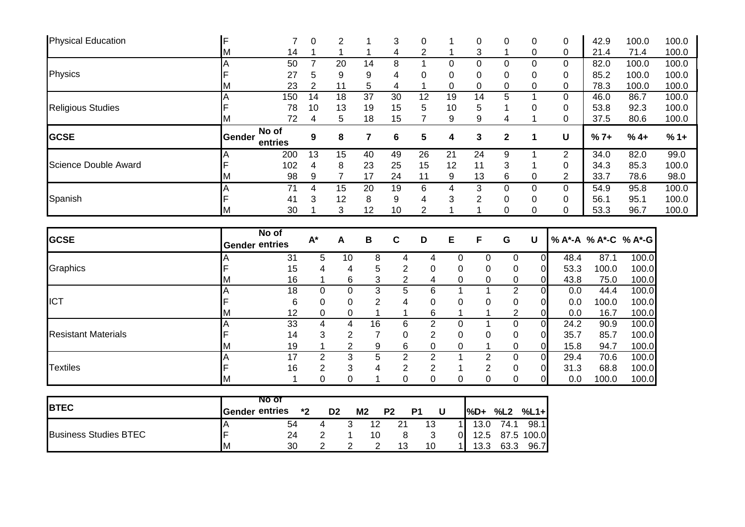| | | | | | | | | | | | | | | | |
|---|---|---|---|---|---|---|---|---|---|---|---|---|---|---|---|
| Physical Education | F | 7 | 0 | 2 | 1 | 3 | 0 | 1 | 0 | 0 | 0 | 0 | 42.9 | 100.0 | 100.0 |
| | M | 14 | 1 | 1 | 1 | 4 | 2 | 1 | 3 | 1 | 0 | 0 | 21.4 | 71.4 | 100.0 |
| Physics | A | 50 | 7 | 20 | 14 | 8 | 1 | 0 | 0 | 0 | 0 | 0 | 82.0 | 100.0 | 100.0 |
| | F | 27 | 5 | 9 | 9 | 4 | 0 | 0 | 0 | 0 | 0 | 0 | 85.2 | 100.0 | 100.0 |
| | M | 23 | 2 | 11 | 5 | 4 | 1 | 0 | 0 | 0 | 0 | 0 | 78.3 | 100.0 | 100.0 |
| Religious Studies | A | 150 | 14 | 18 | 37 | 30 | 12 | 19 | 14 | 5 | 1 | 0 | 46.0 | 86.7 | 100.0 |
| | F | 78 | 10 | 13 | 19 | 15 | 5 | 10 | 5 | 1 | 0 | 0 | 53.8 | 92.3 | 100.0 |
| | M | 72 | 4 | 5 | 18 | 15 | 7 | 9 | 9 | 4 | 1 | 0 | 37.5 | 80.6 | 100.0 |

| GCSE | Gender | No of entries | 9 | 8 | 7 | 6 | 5 | 4 | 3 | 2 | 1 | U | % 7+ | % 4+ | % 1+ |
|---|---|---|---|---|---|---|---|---|---|---|---|---|---|---|---|
| Science Double Award | A | 200 | 13 | 15 | 40 | 49 | 26 | 21 | 24 | 9 | 1 | 2 | 34.0 | 82.0 | 99.0 |
| | F | 102 | 4 | 8 | 23 | 25 | 15 | 12 | 11 | 3 | 1 | 0 | 34.3 | 85.3 | 100.0 |
| | M | 98 | 9 | 7 | 17 | 24 | 11 | 9 | 13 | 6 | 0 | 2 | 33.7 | 78.6 | 98.0 |
| Spanish | A | 71 | 4 | 15 | 20 | 19 | 6 | 4 | 3 | 0 | 0 | 0 | 54.9 | 95.8 | 100.0 |
| | F | 41 | 3 | 12 | 8 | 9 | 4 | 3 | 2 | 0 | 0 | 0 | 56.1 | 95.1 | 100.0 |
| | M | 30 | 1 | 3 | 12 | 10 | 2 | 1 | 1 | 0 | 0 | 0 | 53.3 | 96.7 | 100.0 |

| GCSE | Gender | No of entries | A* | A | B | C | D | E | F | G | U | % A*-A | % A*-C | % A*-G |
|---|---|---|---|---|---|---|---|---|---|---|---|---|---|---|
| Graphics | A | 31 | 5 | 10 | 8 | 4 | 4 | 0 | 0 | 0 | 0 | 48.4 | 87.1 | 100.0 |
| | F | 15 | 4 | 4 | 5 | 2 | 0 | 0 | 0 | 0 | 0 | 53.3 | 100.0 | 100.0 |
| | M | 16 | 1 | 6 | 3 | 2 | 4 | 0 | 0 | 0 | 0 | 43.8 | 75.0 | 100.0 |
| ICT | A | 18 | 0 | 0 | 3 | 5 | 6 | 1 | 1 | 2 | 0 | 0.0 | 44.4 | 100.0 |
| | F | 6 | 0 | 0 | 2 | 4 | 0 | 0 | 0 | 0 | 0 | 0.0 | 100.0 | 100.0 |
| | M | 12 | 0 | 0 | 1 | 1 | 6 | 1 | 1 | 2 | 0 | 0.0 | 16.7 | 100.0 |
| Resistant Materials | A | 33 | 4 | 4 | 16 | 6 | 2 | 0 | 1 | 0 | 0 | 24.2 | 90.9 | 100.0 |
| | F | 14 | 3 | 2 | 7 | 0 | 2 | 0 | 0 | 0 | 0 | 35.7 | 85.7 | 100.0 |
| | M | 19 | 1 | 2 | 9 | 6 | 0 | 0 | 1 | 0 | 0 | 15.8 | 94.7 | 100.0 |
| Textiles | A | 17 | 2 | 3 | 5 | 2 | 2 | 1 | 2 | 0 | 0 | 29.4 | 70.6 | 100.0 |
| | F | 16 | 2 | 3 | 4 | 2 | 2 | 1 | 2 | 0 | 0 | 31.3 | 68.8 | 100.0 |
| | M | 1 | 0 | 0 | 1 | 0 | 0 | 0 | 0 | 0 | 0 | 0.0 | 100.0 | 100.0 |

| BTEC | Gender | No of entries | *2 | D2 | M2 | P2 | P1 | U | %D+ | %L2 | %L1+ |
|---|---|---|---|---|---|---|---|---|---|---|---|
| Business Studies BTEC | A | 54 | 4 | 3 | 12 | 21 | 13 | 1 | 13.0 | 74.1 | 98.1 |
| | F | 24 | 2 | 1 | 10 | 8 | 3 | 0 | 12.5 | 87.5 | 100.0 |
| | M | 30 | 2 | 2 | 2 | 13 | 10 | 1 | 13.3 | 63.3 | 96.7 |